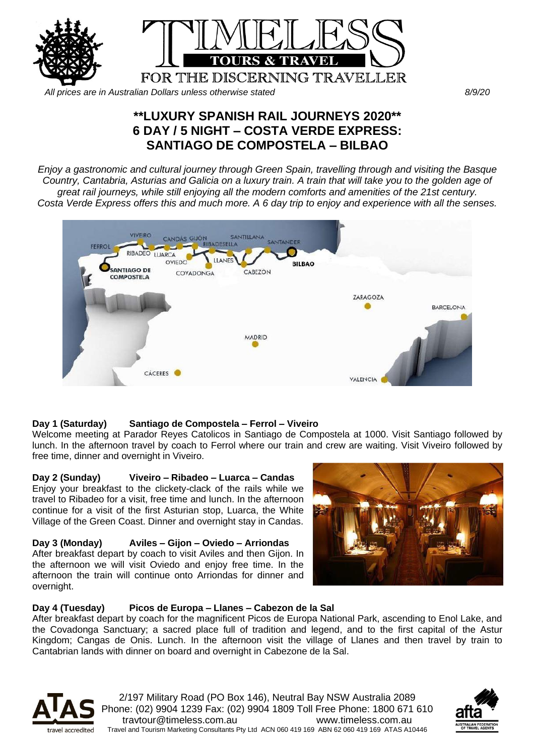*All prices are in Australian Dollars unless otherwise stated* 8/9/20

# **LUXURY SPANISH RAIL JOURNEYS 2020**
## 6 DAY / 5 NIGHT – COSTA VERDE EXPRESS: SANTIAGO DE COMPOSTELA – BILBAO

*Enjoy a gastronomic and cultural journey through Green Spain, travelling through and visiting the Basque Country, Cantabria, Asturias and Galicia on a luxury train. A train that will take you to the golden age of great rail journeys, while still enjoying all the modern comforts and amenities of the 21st century. Costa Verde Express offers this and much more. A 6 day trip to enjoy and experience with all the senses.*

**Day 1 (Saturday) Santiago de Compostela – Ferrol – Viveiro**
Welcome meeting at Parador Reyes Catolicos in Santiago de Compostela at 1000. Visit Santiago followed by lunch. In the afternoon travel by coach to Ferrol where our train and crew are waiting. Visit Viveiro followed by free time, dinner and overnight in Viveiro.

**Day 2 (Sunday) Viveiro – Ribadeo – Luarca – Candas**
Enjoy your breakfast to the clickety-clack of the rails while we travel to Ribadeo for a visit, free time and lunch. In the afternoon continue for a visit of the first Asturian stop, Luarca, the White Village of the Green Coast. Dinner and overnight stay in Candas.

**Day 3 (Monday) Aviles – Gijon – Oviedo – Arriondas**
After breakfast depart by coach to visit Aviles and then Gijon. In the afternoon we will visit Oviedo and enjoy free time. In the afternoon the train will continue onto Arriondas for dinner and overnight.

**Day 4 (Tuesday) Picos de Europa – Llanes – Cabezon de la Sal**
After breakfast depart by coach for the magnificent Picos de Europa National Park, ascending to Enol Lake, and the Covadonga Sanctuary; a sacred place full of tradition and legend, and to the first capital of the Astur Kingdom; Cangas de Onis. Lunch. In the afternoon visit the village of Llanes and then travel by train to Cantabrian lands with dinner on board and overnight in Cabezone de la Sal.

2/197 Military Road (PO Box 146), Neutral Bay NSW Australia 2089
Phone: (02) 9904 1239 Fax: (02) 9904 1809 Toll Free Phone: 1800 671 610
travtour@timeless.com.au www.timeless.com.au
Travel and Tourism Marketing Consultants Pty Ltd ACN 060 419 169 ABN 62 060 419 169 ATAS A10446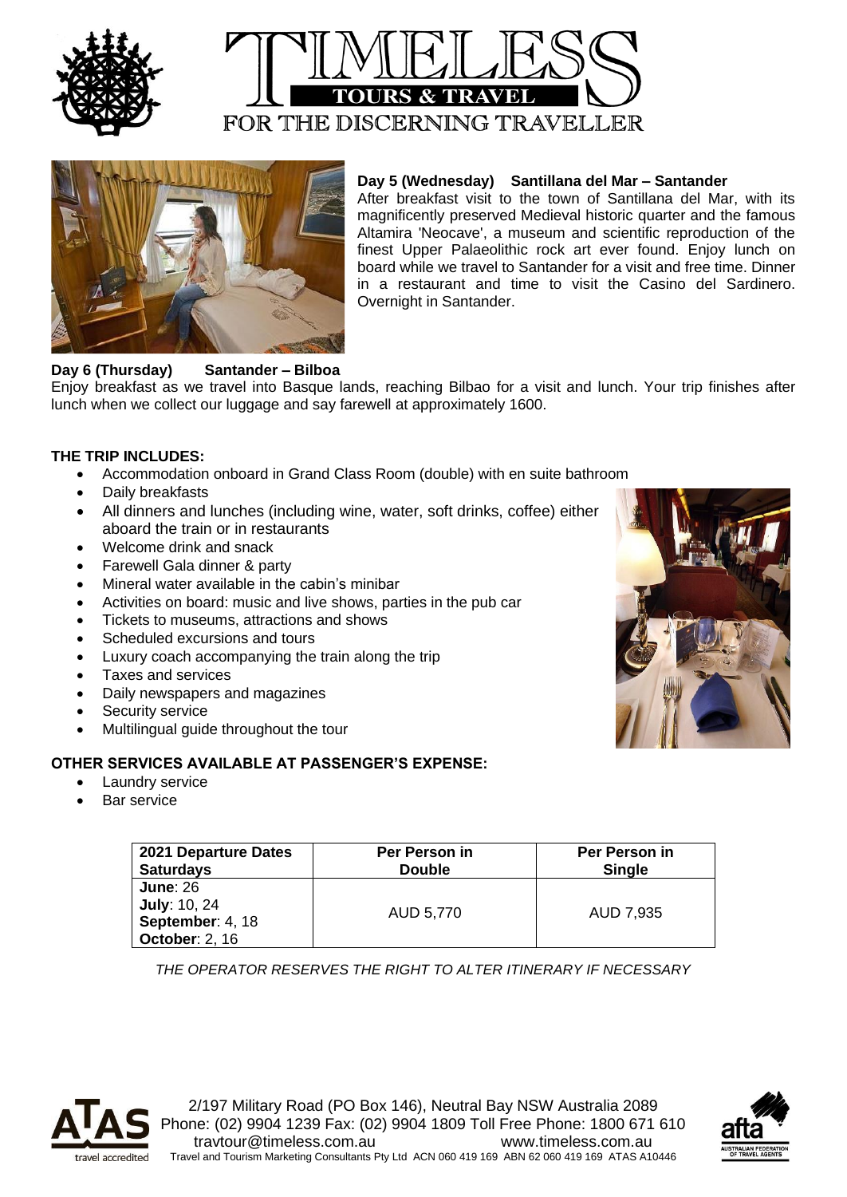# TIMELESS TOURS & TRAVEL

FOR THE DISCERNING TRAVELLER

**Day 5 (Wednesday) Santillana del Mar – Santander**

After breakfast visit to the town of Santillana del Mar, with its magnificently preserved Medieval historic quarter and the famous Altamira 'Neocave', a museum and scientific reproduction of the finest Upper Palaeolithic rock art ever found. Enjoy lunch on board while we travel to Santander for a visit and free time. Dinner in a restaurant and time to visit the Casino del Sardinero. Overnight in Santander.

**Day 6 (Thursday) Santander – Bilboa**

Enjoy breakfast as we travel into Basque lands, reaching Bilbao for a visit and lunch. Your trip finishes after lunch when we collect our luggage and say farewell at approximately 1600.

**THE TRIP INCLUDES:**

- Accommodation onboard in Grand Class Room (double) with en suite bathroom
- Daily breakfasts
- All dinners and lunches (including wine, water, soft drinks, coffee) either aboard the train or in restaurants
- Welcome drink and snack
- Farewell Gala dinner & party
- Mineral water available in the cabin's minibar
- Activities on board: music and live shows, parties in the pub car
- Tickets to museums, attractions and shows
- Scheduled excursions and tours
- Luxury coach accompanying the train along the trip
- Taxes and services
- Daily newspapers and magazines
- Security service
- Multilingual guide throughout the tour

**OTHER SERVICES AVAILABLE AT PASSENGER'S EXPENSE:**

- Laundry service
- Bar service

| 2021 Departure Dates Saturdays | Per Person in Double | Per Person in Single |
|---|---|---|
| **June**: 26<br>**July**: 10, 24<br>**September**: 4, 18<br>**October**: 2, 16 | AUD 5,770 | AUD 7,935 |

*THE OPERATOR RESERVES THE RIGHT TO ALTER ITINERARY IF NECESSARY*

2/197 Military Road (PO Box 146), Neutral Bay NSW Australia 2089
Phone: (02) 9904 1239 Fax: (02) 9904 1809 Toll Free Phone: 1800 671 610
travtour@timeless.com.au www.timeless.com.au
Travel and Tourism Marketing Consultants Pty Ltd ACN 060 419 169 ABN 62 060 419 169 ATAS A10446